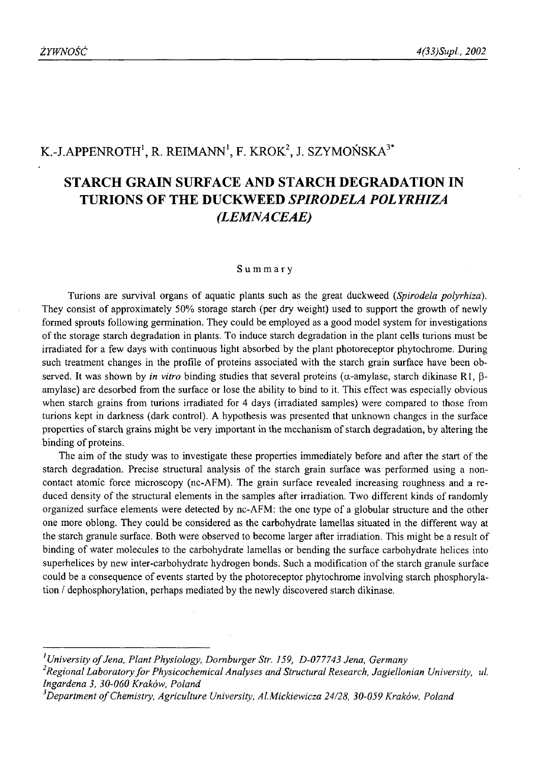K.-J.APPENROTH[1], R. REIMANN[1], F. KROK[2], J. SZYMOŃSKA[3*]

# STARCH GRAIN SURFACE AND STARCH DEGRADATION IN TURIONS OF THE DUCKWEED *SPIRODELA POLYRHIZA* (*LEMNACEAE*)

## Summary

Turions are survival organs of aquatic plants such as the great duckweed (*Spirodela polyrhiza*). They consist of approximately 50% storage starch (per dry weight) used to support the growth of newly formed sprouts following germination. They could be employed as a good model system for investigations of the storage starch degradation in plants. To induce starch degradation in the plant cells turions must be irradiated for a few days with continuous light absorbed by the plant photoreceptor phytochrome. During such treatment changes in the profile of proteins associated with the starch grain surface have been observed. It was shown by *in vitro* binding studies that several proteins ($\alpha$-amylase, starch dikinase R1, $\beta$-amylase) are desorbed from the surface or lose the ability to bind to it. This effect was especially obvious when starch grains from turions irradiated for 4 days (irradiated samples) were compared to those from turions kept in darkness (dark control). A hypothesis was presented that unknown changes in the surface properties of starch grains might be very important in the mechanism of starch degradation, by altering the binding of proteins.

The aim of the study was to investigate these properties immediately before and after the start of the starch degradation. Precise structural analysis of the starch grain surface was performed using a non-contact atomic force microscopy (nc-AFM). The grain surface revealed increasing roughness and a reduced density of the structural elements in the samples after irradiation. Two different kinds of randomly organized surface elements were detected by nc-AFM: the one type of a globular structure and the other one more oblong. They could be considered as the carbohydrate lamellas situated in the different way at the starch granule surface. Both were observed to become larger after irradiation. This might be a result of binding of water molecules to the carbohydrate lamellas or bending the surface carbohydrate helices into superhelices by new inter-carbohydrate hydrogen bonds. Such a modification of the starch granule surface could be a consequence of events started by the photoreceptor phytochrome involving starch phosphorylation / dephosphorylation, perhaps mediated by the newly discovered starch dikinase.

---

[1] *University of Jena, Plant Physiology, Dornburger Str. 159, D-077743 Jena, Germany*

[2] *Regional Laboratory for Physicochemical Analyses and Structural Research, Jagiellonian University, ul. Ingardena 3, 30-060 Kraków, Poland*

[3] *Department of Chemistry, Agriculture University, Al.Mickiewicza 24/28, 30-059 Kraków, Poland*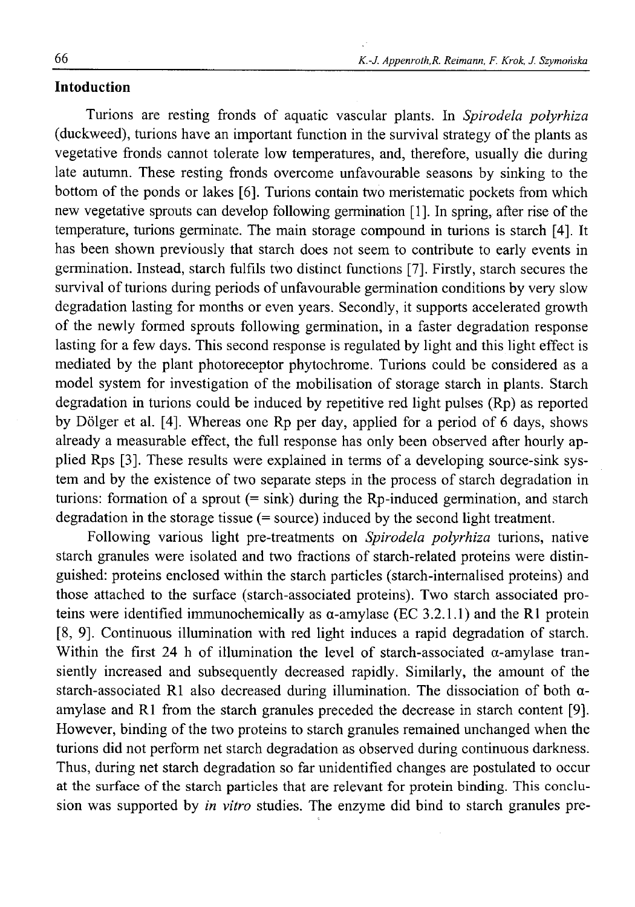## Intoduction

Turions are resting fronds of aquatic vascular plants. In *Spirodela polyrhiza* (duckweed), turions have an important function in the survival strategy of the plants as vegetative fronds cannot tolerate low temperatures, and, therefore, usually die during late autumn. These resting fronds overcome unfavourable seasons by sinking to the bottom of the ponds or lakes [6]. Turions contain two meristematic pockets from which new vegetative sprouts can develop following germination [1]. In spring, after rise of the temperature, turions germinate. The main storage compound in turions is starch [4]. It has been shown previously that starch does not seem to contribute to early events in germination. Instead, starch fulfils two distinct functions [7]. Firstly, starch secures the survival of turions during periods of unfavourable germination conditions by very slow degradation lasting for months or even years. Secondly, it supports accelerated growth of the newly formed sprouts following germination, in a faster degradation response lasting for a few days. This second response is regulated by light and this light effect is mediated by the plant photoreceptor phytochrome. Turions could be considered as a model system for investigation of the mobilisation of storage starch in plants. Starch degradation in turions could be induced by repetitive red light pulses (Rp) as reported by Dölger et al. [4]. Whereas one Rp per day, applied for a period of 6 days, shows already a measurable effect, the full response has only been observed after hourly applied Rps [3]. These results were explained in terms of a developing source-sink system and by the existence of two separate steps in the process of starch degradation in turions: formation of a sprout (= sink) during the Rp-induced germination, and starch degradation in the storage tissue (= source) induced by the second light treatment.

Following various light pre-treatments on *Spirodela polyrhiza* turions, native starch granules were isolated and two fractions of starch-related proteins were distinguished: proteins enclosed within the starch particles (starch-internalised proteins) and those attached to the surface (starch-associated proteins). Two starch associated proteins were identified immunochemically as α-amylase (EC 3.2.1.1) and the R1 protein [8, 9]. Continuous illumination with red light induces a rapid degradation of starch. Within the first 24 h of illumination the level of starch-associated α-amylase transiently increased and subsequently decreased rapidly. Similarly, the amount of the starch-associated R1 also decreased during illumination. The dissociation of both α-amylase and R1 from the starch granules preceded the decrease in starch content [9]. However, binding of the two proteins to starch granules remained unchanged when the turions did not perform net starch degradation as observed during continuous darkness. Thus, during net starch degradation so far unidentified changes are postulated to occur at the surface of the starch particles that are relevant for protein binding. This conclusion was supported by *in vitro* studies. The enzyme did bind to starch granules pre-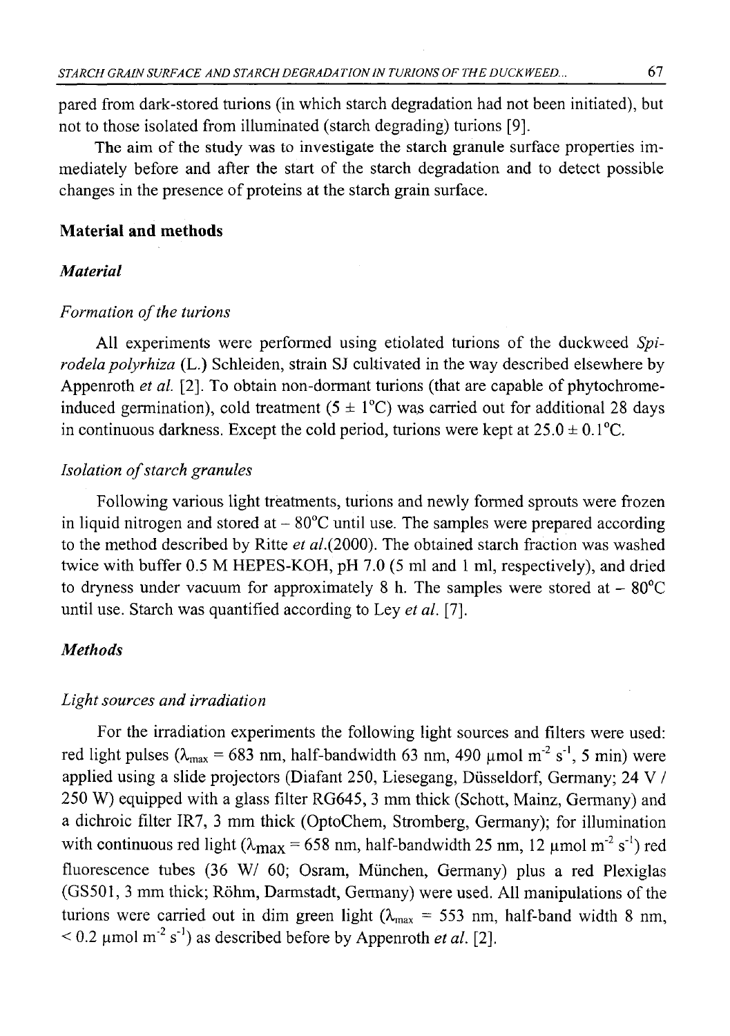pared from dark-stored turions (in which starch degradation had not been initiated), but not to those isolated from illuminated (starch degrading) turions [9].

The aim of the study was to investigate the starch granule surface properties immediately before and after the start of the starch degradation and to detect possible changes in the presence of proteins at the starch grain surface.

## Material and methods

### *Material*

#### *Formation of the turions*

All experiments were performed using etiolated turions of the duckweed *Spirodela polyrhiza* (L.) Schleiden, strain SJ cultivated in the way described elsewhere by Appenroth *et al.* [2]. To obtain non-dormant turions (that are capable of phytochrome-induced germination), cold treatment (5 ± 1°C) was carried out for additional 28 days in continuous darkness. Except the cold period, turions were kept at 25.0 ± 0.1°C.

#### *Isolation of starch granules*

Following various light treatments, turions and newly formed sprouts were frozen in liquid nitrogen and stored at – 80°C until use. The samples were prepared according to the method described by Ritte *et al.*(2000). The obtained starch fraction was washed twice with buffer 0.5 M HEPES-KOH, pH 7.0 (5 ml and 1 ml, respectively), and dried to dryness under vacuum for approximately 8 h. The samples were stored at – 80°C until use. Starch was quantified according to Ley *et al.* [7].

### *Methods*

#### *Light sources and irradiation*

For the irradiation experiments the following light sources and filters were used: red light pulses ($\lambda_{max}$ = 683 nm, half-bandwidth 63 nm, 490 μmol $m^{-2}$ $s^{-1}$, 5 min) were applied using a slide projectors (Diafant 250, Liesegang, Düsseldorf, Germany; 24 V / 250 W) equipped with a glass filter RG645, 3 mm thick (Schott, Mainz, Germany) and a dichroic filter IR7, 3 mm thick (OptoChem, Stromberg, Germany); for illumination with continuous red light ($\lambda_{max}$ = 658 nm, half-bandwidth 25 nm, 12 μmol $m^{-2}$ $s^{-1}$) red fluorescence tubes (36 W/ 60; Osram, München, Germany) plus a red Plexiglas (GS501, 3 mm thick; Röhm, Darmstadt, Germany) were used. All manipulations of the turions were carried out in dim green light ($\lambda_{max}$ = 553 nm, half-band width 8 nm, < 0.2 μmol $m^{-2}$ $s^{-1}$) as described before by Appenroth *et al.* [2].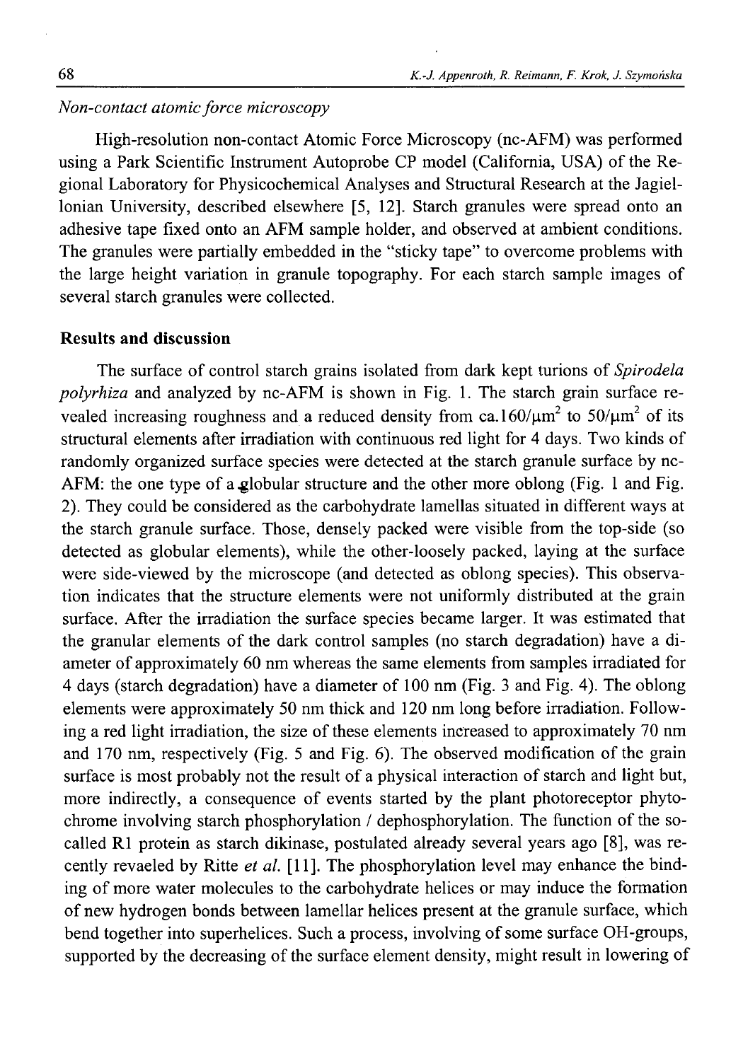*Non-contact atomic force microscopy*

High-resolution non-contact Atomic Force Microscopy (nc-AFM) was performed using a Park Scientific Instrument Autoprobe CP model (California, USA) of the Regional Laboratory for Physicochemical Analyses and Structural Research at the Jagiellonian University, described elsewhere [5, 12]. Starch granules were spread onto an adhesive tape fixed onto an AFM sample holder, and observed at ambient conditions. The granules were partially embedded in the "sticky tape" to overcome problems with the large height variation in granule topography. For each starch sample images of several starch granules were collected.

## Results and discussion

The surface of control starch grains isolated from dark kept turions of *Spirodela polyrhiza* and analyzed by nc-AFM is shown in Fig. 1. The starch grain surface revealed increasing roughness and a reduced density from ca.$160/\mu m^2$ to $50/\mu m^2$ of its structural elements after irradiation with continuous red light for 4 days. Two kinds of randomly organized surface species were detected at the starch granule surface by nc-AFM: the one type of a globular structure and the other more oblong (Fig. 1 and Fig. 2). They could be considered as the carbohydrate lamellas situated in different ways at the starch granule surface. Those, densely packed were visible from the top-side (so detected as globular elements), while the other-loosely packed, laying at the surface were side-viewed by the microscope (and detected as oblong species). This observation indicates that the structure elements were not uniformly distributed at the grain surface. After the irradiation the surface species became larger. It was estimated that the granular elements of the dark control samples (no starch degradation) have a diameter of approximately 60 nm whereas the same elements from samples irradiated for 4 days (starch degradation) have a diameter of 100 nm (Fig. 3 and Fig. 4). The oblong elements were approximately 50 nm thick and 120 nm long before irradiation. Following a red light irradiation, the size of these elements increased to approximately 70 nm and 170 nm, respectively (Fig. 5 and Fig. 6). The observed modification of the grain surface is most probably not the result of a physical interaction of starch and light but, more indirectly, a consequence of events started by the plant photoreceptor phytochrome involving starch phosphorylation / dephosphorylation. The function of the so-called R1 protein as starch dikinase, postulated already several years ago [8], was recently revaeled by Ritte *et al.* [11]. The phosphorylation level may enhance the binding of more water molecules to the carbohydrate helices or may induce the formation of new hydrogen bonds between lamellar helices present at the granule surface, which bend together into superhelices. Such a process, involving of some surface OH-groups, supported by the decreasing of the surface element density, might result in lowering of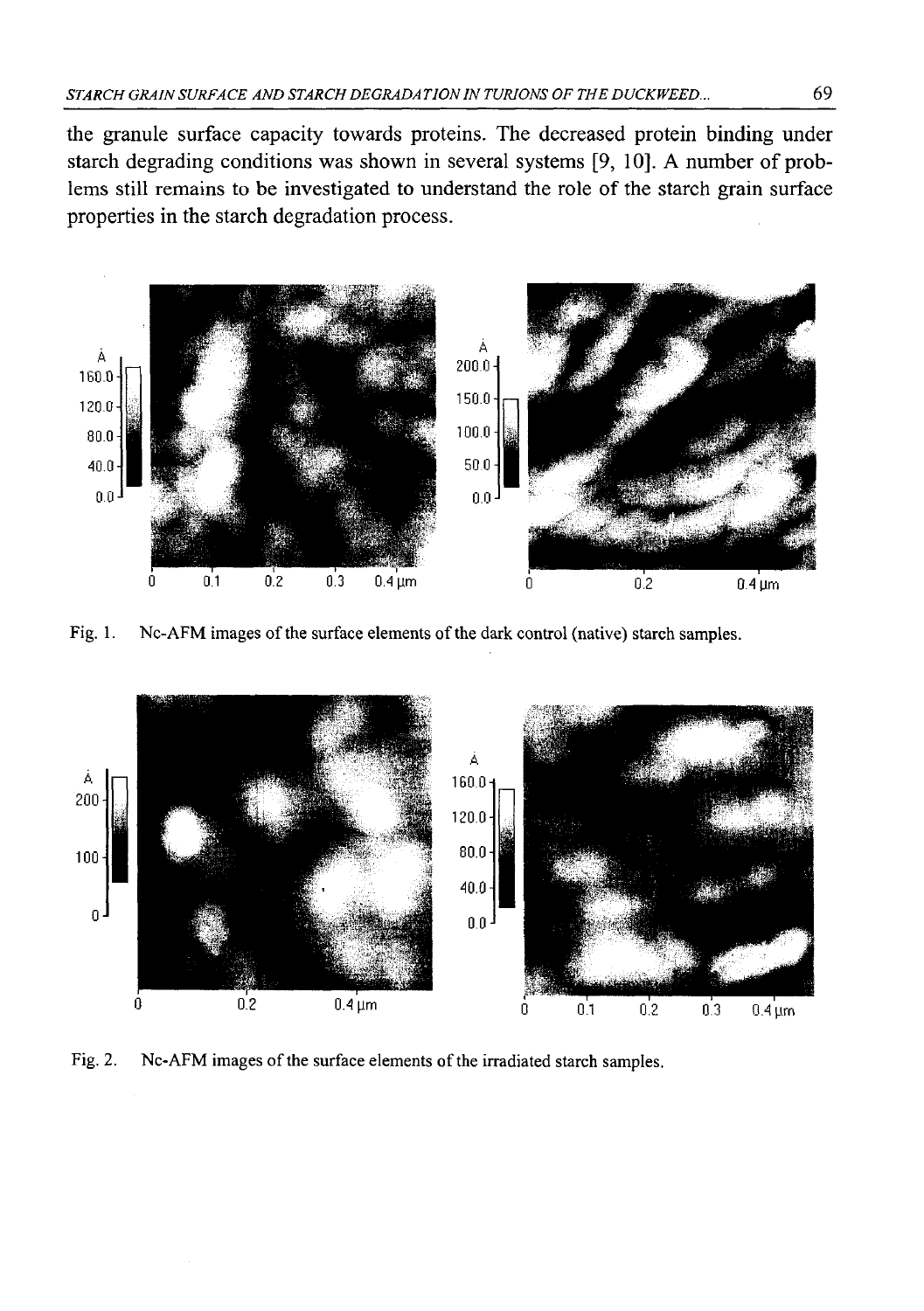the granule surface capacity towards proteins. The decreased protein binding under starch degrading conditions was shown in several systems [9, 10]. A number of problems still remains to be investigated to understand the role of the starch grain surface properties in the starch degradation process.

Fig. 1. Nc-AFM images of the surface elements of the dark control (native) starch samples.

Fig. 2. Nc-AFM images of the surface elements of the irradiated starch samples.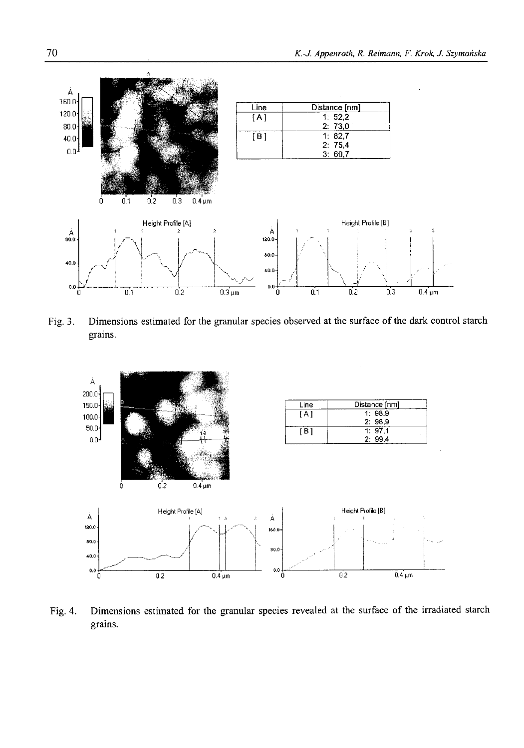| Line | Distance [nm] |
|---|---|
| [A] | 1: 52,2<br>2: 73,0 |
| [B] | 1: 82,7<br>2: 75,4<br>3: 60,7 |

Fig. 3. Dimensions estimated for the granular species observed at the surface of the dark control starch grains.

| Line | Distance [nm] |
|---|---|
| [A] | 1: 98,9<br>2: 98,9 |
| [B] | 1: 97,1<br>2: 99,4 |

Fig. 4. Dimensions estimated for the granular species revealed at the surface of the irradiated starch grains.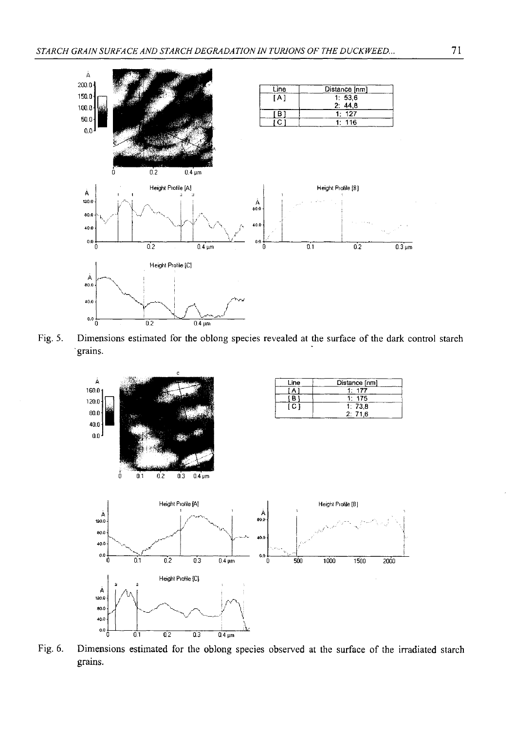| Line | Distance [nm] |
|---|---|
| [A] | 1: 53,6 |
| | 2: 44,8 |
| [B] | 1: 127 |
| [C] | 1: 116 |

Fig. 5. Dimensions estimated for the oblong species revealed at the surface of the dark control starch grains.

| Line | Distance [nm] |
|---|---|
| [A] | 1: 177 |
| [B] | 1: 175 |
| [C] | 1: 73,8 |
| | 2: 71,6 |

Fig. 6. Dimensions estimated for the oblong species observed at the surface of the irradiated starch grains.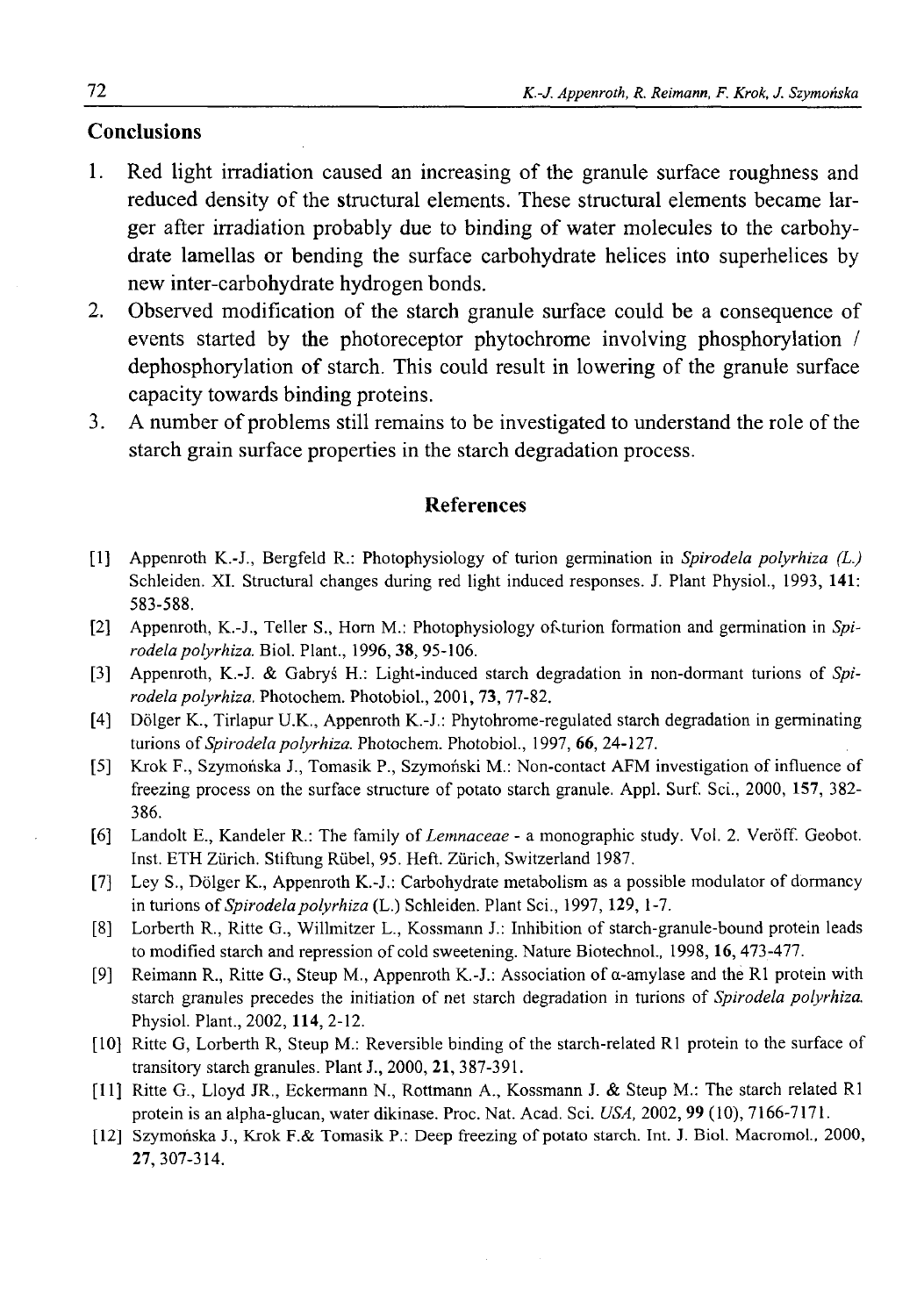## Conclusions

1. Red light irradiation caused an increasing of the granule surface roughness and reduced density of the structural elements. These structural elements became larger after irradiation probably due to binding of water molecules to the carbohydrate lamellas or bending the surface carbohydrate helices into superhelices by new inter-carbohydrate hydrogen bonds.
2. Observed modification of the starch granule surface could be a consequence of events started by the photoreceptor phytochrome involving phosphorylation / dephosphorylation of starch. This could result in lowering of the granule surface capacity towards binding proteins.
3. A number of problems still remains to be investigated to understand the role of the starch grain surface properties in the starch degradation process.

## References

[1] Appenroth K.-J., Bergfeld R.: Photophysiology of turion germination in *Spirodela polyrhiza (L.)* Schleiden. XI. Structural changes during red light induced responses. J. Plant Physiol., 1993, **141**: 583-588.

[2] Appenroth, K.-J., Teller S., Horn M.: Photophysiology of turion formation and germination in *Spirodela polyrhiza*. Biol. Plant., 1996, **38**, 95-106.

[3] Appenroth, K.-J. & Gabryś H.: Light-induced starch degradation in non-dormant turions of *Spirodela polyrhiza*. Photochem. Photobiol., 2001, **73**, 77-82.

[4] Dölger K., Tirlapur U.K., Appenroth K.-J.: Phytohrome-regulated starch degradation in germinating turions of *Spirodela polyrhiza*. Photochem. Photobiol., 1997, **66**, 24-127.

[5] Krok F., Szymońska J., Tomasik P., Szymoński M.: Non-contact AFM investigation of influence of freezing process on the surface structure of potato starch granule. Appl. Surf. Sci., 2000, **157**, 382-386.

[6] Landolt E., Kandeler R.: The family of *Lemnaceae* - a monographic study. Vol. 2. Veröff. Geobot. Inst. ETH Zürich. Stiftung Rübel, 95. Heft. Zürich, Switzerland 1987.

[7] Ley S., Dölger K., Appenroth K.-J.: Carbohydrate metabolism as a possible modulator of dormancy in turions of *Spirodela polyrhiza* (L.) Schleiden. Plant Sci., 1997, **129**, 1-7.

[8] Lorberth R., Ritte G., Willmitzer L., Kossmann J.: Inhibition of starch-granule-bound protein leads to modified starch and repression of cold sweetening. Nature Biotechnol., 1998, **16**, 473-477.

[9] Reimann R., Ritte G., Steup M., Appenroth K.-J.: Association of α-amylase and the R1 protein with starch granules precedes the initiation of net starch degradation in turions of *Spirodela polyrhiza*. Physiol. Plant., 2002, **114**, 2-12.

[10] Ritte G, Lorberth R, Steup M.: Reversible binding of the starch-related R1 protein to the surface of transitory starch granules. Plant J., 2000, **21**, 387-391.

[11] Ritte G., Lloyd JR., Eckermann N., Rottmann A., Kossmann J. & Steup M.: The starch related R1 protein is an alpha-glucan, water dikinase. Proc. Nat. Acad. Sci. *USA*, 2002, **99** (10), 7166-7171.

[12] Szymońska J., Krok F.& Tomasik P.: Deep freezing of potato starch. Int. J. Biol. Macromol., 2000, **27**, 307-314.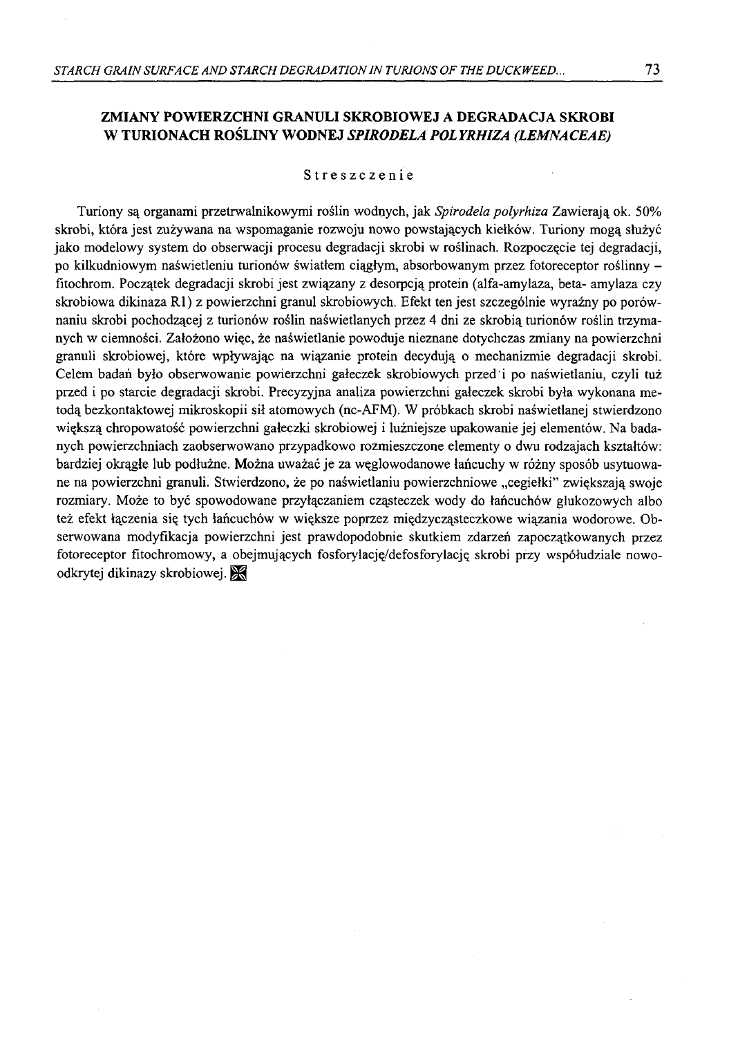## ZMIANY POWIERZCHNI GRANULI SKROBIOWEJ A DEGRADACJA SKROBI W TURIONACH ROŚLINY WODNEJ *SPIRODELA POLYRHIZA (LEMNACEAE)*

### Streszczenie

Turiony są organami przetrwalnikowymi roślin wodnych, jak *Spirodela polyrhiza* Zawierają ok. 50% skrobi, która jest zużywana na wspomaganie rozwoju nowo powstających kiełków. Turiony mogą służyć jako modelowy system do obserwacji procesu degradacji skrobi w roślinach. Rozpoczęcie tej degradacji, po kilkudniowym naświetleniu turionów światłem ciągłym, absorbowanym przez fotoreceptor roślinny – fitochrom. Początek degradacji skrobi jest związany z desorpcją protein (alfa-amylaza, beta- amylaza czy skrobiowa dikinaza R1) z powierzchni granul skrobiowych. Efekt ten jest szczególnie wyraźny po porównaniu skrobi pochodzącej z turionów roślin naświetlanych przez 4 dni ze skrobią turionów roślin trzymanych w ciemności. Założono więc, że naświetlanie powoduje nieznane dotychczas zmiany na powierzchni granuli skrobiowej, które wpływając na wiązanie protein decydują o mechanizmie degradacji skrobi. Celem badań było obserwowanie powierzchni gałeczek skrobiowych przed i po naświetlaniu, czyli tuż przed i po starcie degradacji skrobi. Precyzyjna analiza powierzchni gałeczek skrobi była wykonana metodą bezkontaktowej mikroskopii sił atomowych (nc-AFM). W próbkach skrobi naświetlanej stwierdzono większą chropowatość powierzchni gałeczki skrobiowej i luźniejsze upakowanie jej elementów. Na badanych powierzchniach zaobserwowano przypadkowo rozmieszczone elementy o dwu rodzajach kształtów: bardziej okrągłe lub podłużne. Można uważać je za węglowodanowe łańcuchy w różny sposób usytuowane na powierzchni granuli. Stwierdzono, że po naświetlaniu powierzchniowe „cegiełki" zwiększają swoje rozmiary. Może to być spowodowane przyłączaniem cząsteczek wody do łańcuchów glukozowych albo też efekt łączenia się tych łańcuchów w większe poprzez międzycząsteczkowe wiązania wodorowe. Obserwowana modyfikacja powierzchni jest prawdopodobnie skutkiem zdarzeń zapoczątkowanych przez fotoreceptor fitochromowy, a obejmujących fosforylację/defosforylację skrobi przy współudziale nowoodkrytej dikinazy skrobiowej.